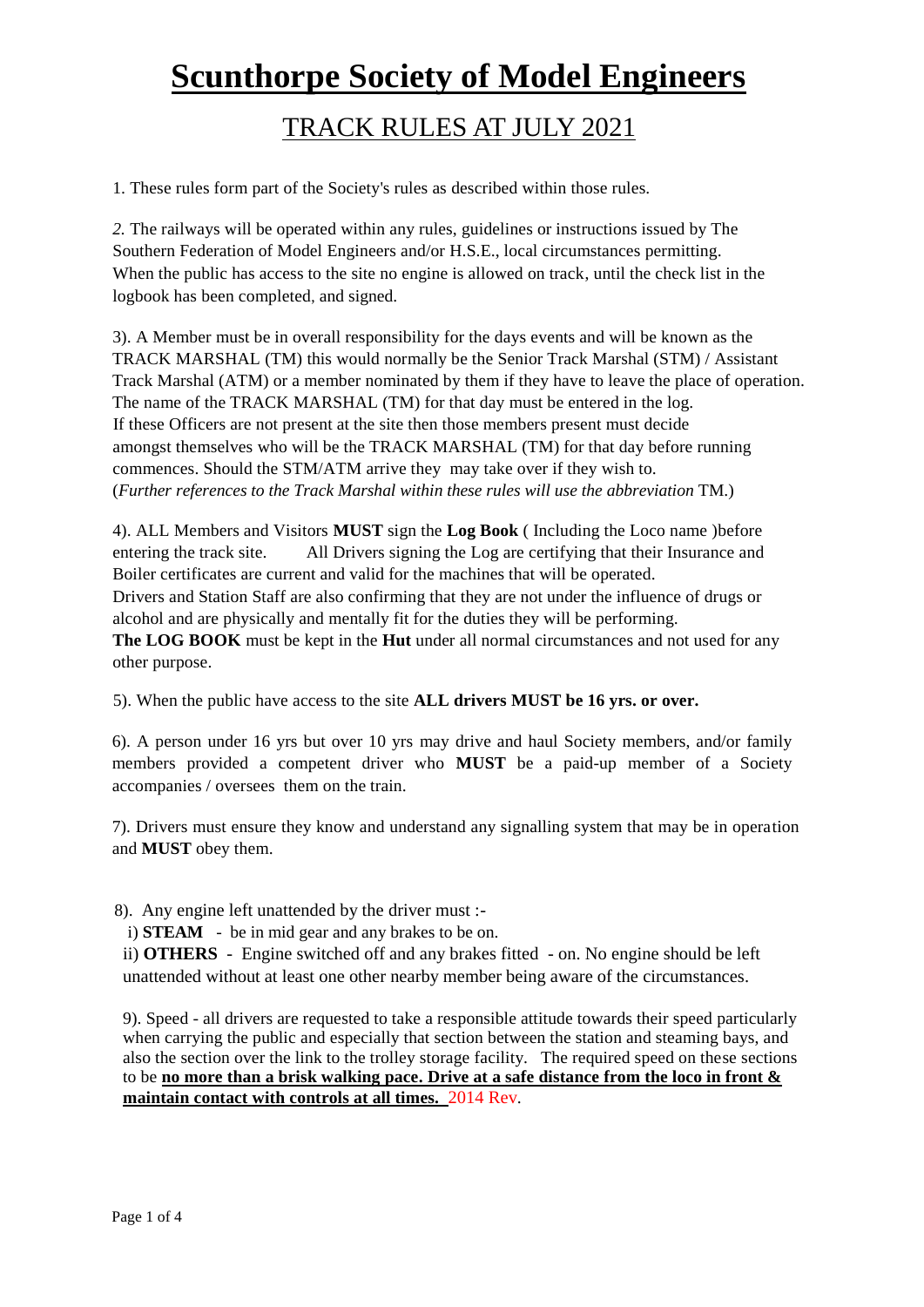# Scunthorpe Society of Model Engineers

## TRACK RULES AT JULY 2021

1. These rules form part of the Society's rules as described within those rules.

*2.* The railways will be operated within any rules, guidelines or instructions issued by The Southern Federation of Model Engineers and/or H.S.E., local circumstances permitting. When the public has access to the site no engine is allowed on track, until the check list in the logbook has been completed, and signed.

3). A Member must be in overall responsibility for the days events and will be known as the TRACK MARSHAL (TM) this would normally be the Senior Track Marshal (STM) / Assistant Track Marshal (ATM) or a member nominated by them if they have to leave the place of operation. The name of the TRACK MARSHAL (TM) for that day must be entered in the log. If these Officers are not present at the site then those members present must decide amongst themselves who will be the TRACK MARSHAL (TM) for that day before running commences. Should the STM/ATM arrive they may take over if they wish to. (*Further references to the Track Marshal within these rules will use the abbreviation* TM.)

4). ALL Members and Visitors **MUST** sign the **Log Book** ( Including the Loco name )before entering the track site. All Drivers signing the Log are certifying that their Insurance and Boiler certificates are current and valid for the machines that will be operated. Drivers and Station Staff are also confirming that they are not under the influence of drugs or alcohol and are physically and mentally fit for the duties they will be performing. **The LOG BOOK** must be kept in the **Hut** under all normal circumstances and not used for any other purpose.

5). When the public have access to the site **ALL drivers MUST be 16 yrs. or over.**

6). A person under 16 yrs but over 10 yrs may drive and haul Society members, and/or family members provided a competent driver who **MUST** be a paid-up member of a Society accompanies / oversees them on the train.

7). Drivers must ensure they know and understand any signalling system that may be in operation and **MUST** obey them.

8). Any engine left unattended by the driver must :-

i) **STEAM** - be in mid gear and any brakes to be on.

ii) **OTHERS** - Engine switched off and any brakes fitted - on. No engine should be left unattended without at least one other nearby member being aware of the circumstances.

9). Speed - all drivers are requested to take a responsible attitude towards their speed particularly when carrying the public and especially that section between the station and steaming bays, and also the section over the link to the trolley storage facility. The required speed on these sections to be **no more than a brisk walking pace. Drive at a safe distance from the loco in front & maintain contact with controls at all times.** 2014 Rev.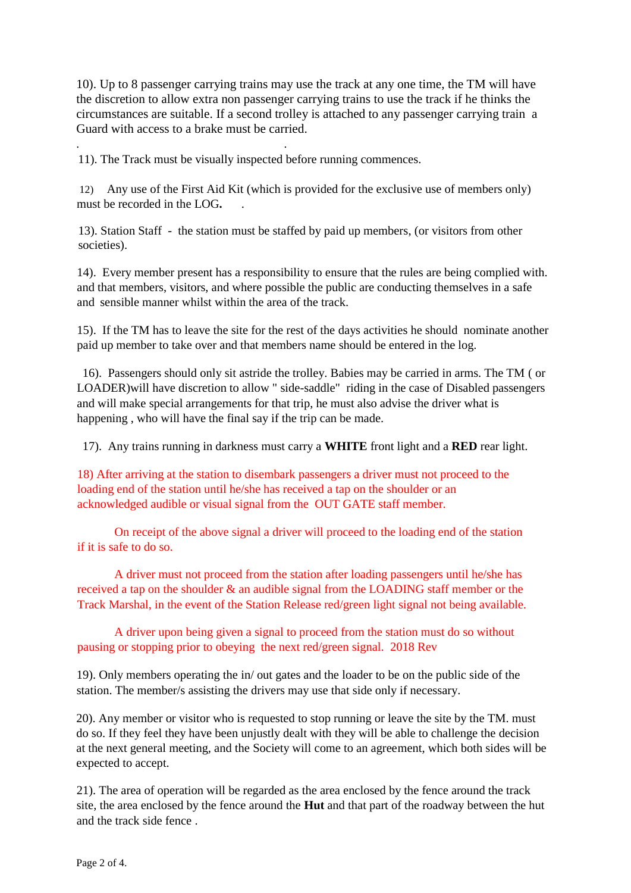10). Up to 8 passenger carrying trains may use the track at any one time, the TM will have the discretion to allow extra non passenger carrying trains to use the track if he thinks the circumstances are suitable. If a second trolley is attached to any passenger carrying train a Guard with access to a brake must be carried.

11). The Track must be visually inspected before running commences.

12) Any use of the First Aid Kit (which is provided for the exclusive use of members only) must be recorded in the LOG**.**

13). Station Staff - the station must be staffed by paid up members, (or visitors from other societies).

14). Every member present has a responsibility to ensure that the rules are being complied with. and that members, visitors, and where possible the public are conducting themselves in a safe and sensible manner whilst within the area of the track.

15). If the TM has to leave the site for the rest of the days activities he should nominate another paid up member to take over and that members name should be entered in the log.

16). Passengers should only sit astride the trolley. Babies may be carried in arms. The TM ( or LOADER)will have discretion to allow " side-saddle" riding in the case of Disabled passengers and will make special arrangements for that trip, he must also advise the driver what is happening , who will have the final say if the trip can be made.

17). Any trains running in darkness must carry a **WHITE** front light and a **RED** rear light.

18) After arriving at the station to disembark passengers a driver must not proceed to the loading end of the station until he/she has received a tap on the shoulder or an acknowledged audible or visual signal from the OUT GATE staff member.

On receipt of the above signal a driver will proceed to the loading end of the station if it is safe to do so.

A driver must not proceed from the station after loading passengers until he/she has received a tap on the shoulder & an audible signal from the LOADING staff member or the Track Marshal, in the event of the Station Release red/green light signal not being available.

A driver upon being given a signal to proceed from the station must do so without pausing or stopping prior to obeying the next red/green signal. 2018 Rev

19). Only members operating the in/ out gates and the loader to be on the public side of the station. The member/s assisting the drivers may use that side only if necessary.

20). Any member or visitor who is requested to stop running or leave the site by the TM. must do so. If they feel they have been unjustly dealt with they will be able to challenge the decision at the next general meeting, and the Society will come to an agreement, which both sides will be expected to accept.

21). The area of operation will be regarded as the area enclosed by the fence around the track site, the area enclosed by the fence around the **Hut** and that part of the roadway between the hut and the track side fence .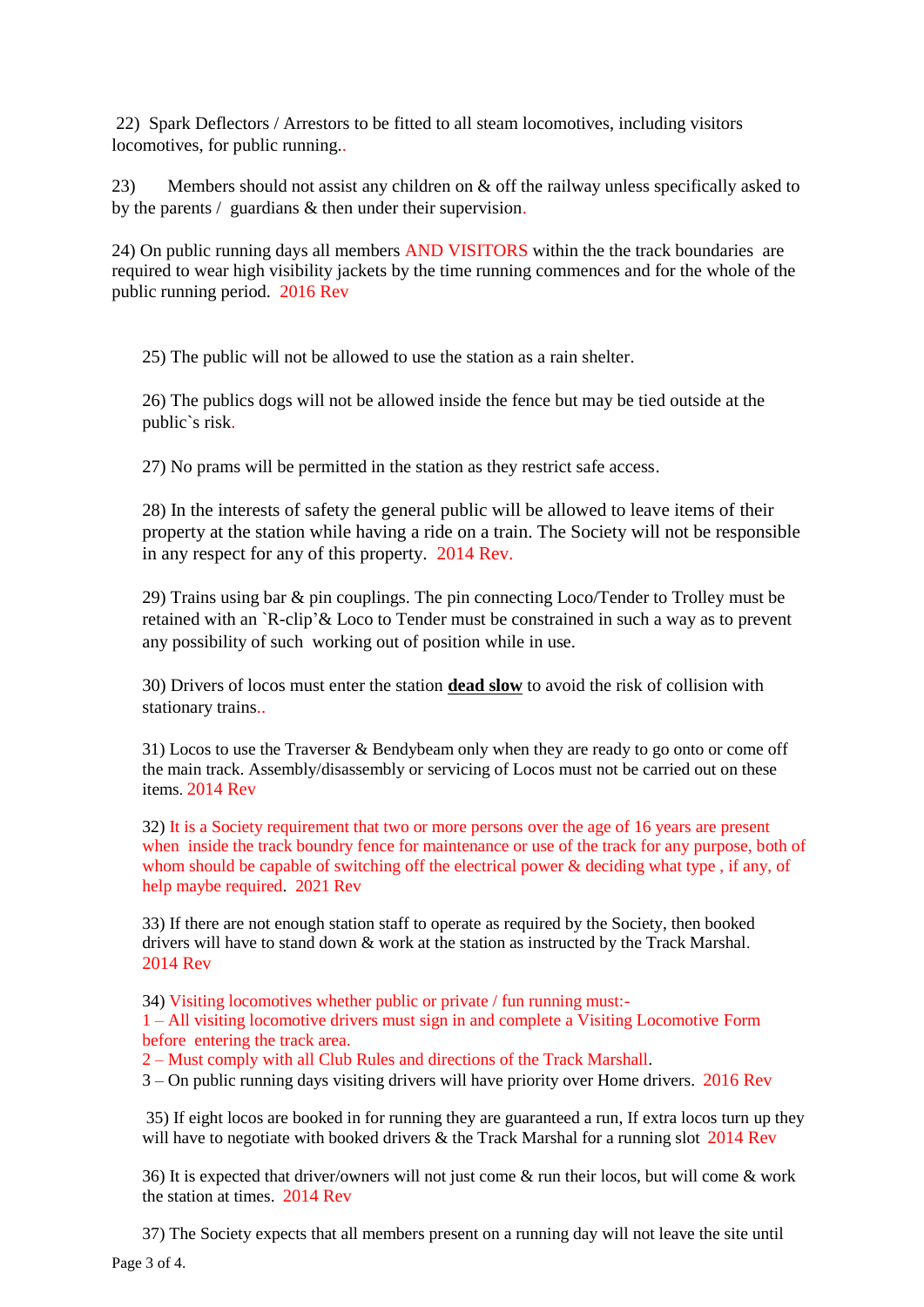22) Spark Deflectors / Arrestors to be fitted to all steam locomotives, including visitors locomotives, for public running..

23) Members should not assist any children on & off the railway unless specifically asked to by the parents / guardians & then under their supervision.

24) On public running days all members AND VISITORS within the the track boundaries are required to wear high visibility jackets by the time running commences and for the whole of the public running period. 2016 Rev

25) The public will not be allowed to use the station as a rain shelter.

26) The publics dogs will not be allowed inside the fence but may be tied outside at the public`s risk.

27) No prams will be permitted in the station as they restrict safe access.

28) In the interests of safety the general public will be allowed to leave items of their property at the station while having a ride on a train. The Society will not be responsible in any respect for any of this property. 2014 Rev.

29) Trains using bar & pin couplings. The pin connecting Loco/Tender to Trolley must be retained with an `R-clip'& Loco to Tender must be constrained in such a way as to prevent any possibility of such working out of position while in use.

30) Drivers of locos must enter the station **dead slow** to avoid the risk of collision with stationary trains..

31) Locos to use the Traverser & Bendybeam only when they are ready to go onto or come off the main track. Assembly/disassembly or servicing of Locos must not be carried out on these items. 2014 Rev

32) It is a Society requirement that two or more persons over the age of 16 years are present when inside the track boundry fence for maintenance or use of the track for any purpose, both of whom should be capable of switching off the electrical power & deciding what type , if any, of help maybe required. 2021 Rev

33) If there are not enough station staff to operate as required by the Society, then booked drivers will have to stand down & work at the station as instructed by the Track Marshal. 2014 Rev

34) Visiting locomotives whether public or private / fun running must:-
1 – All visiting locomotive drivers must sign in and complete a Visiting Locomotive Form before entering the track area.
2 – Must comply with all Club Rules and directions of the Track Marshall.
3 – On public running days visiting drivers will have priority over Home drivers. 2016 Rev

35) If eight locos are booked in for running they are guaranteed a run, If extra locos turn up they will have to negotiate with booked drivers & the Track Marshal for a running slot 2014 Rev

36) It is expected that driver/owners will not just come & run their locos, but will come & work the station at times. 2014 Rev

37) The Society expects that all members present on a running day will not leave the site until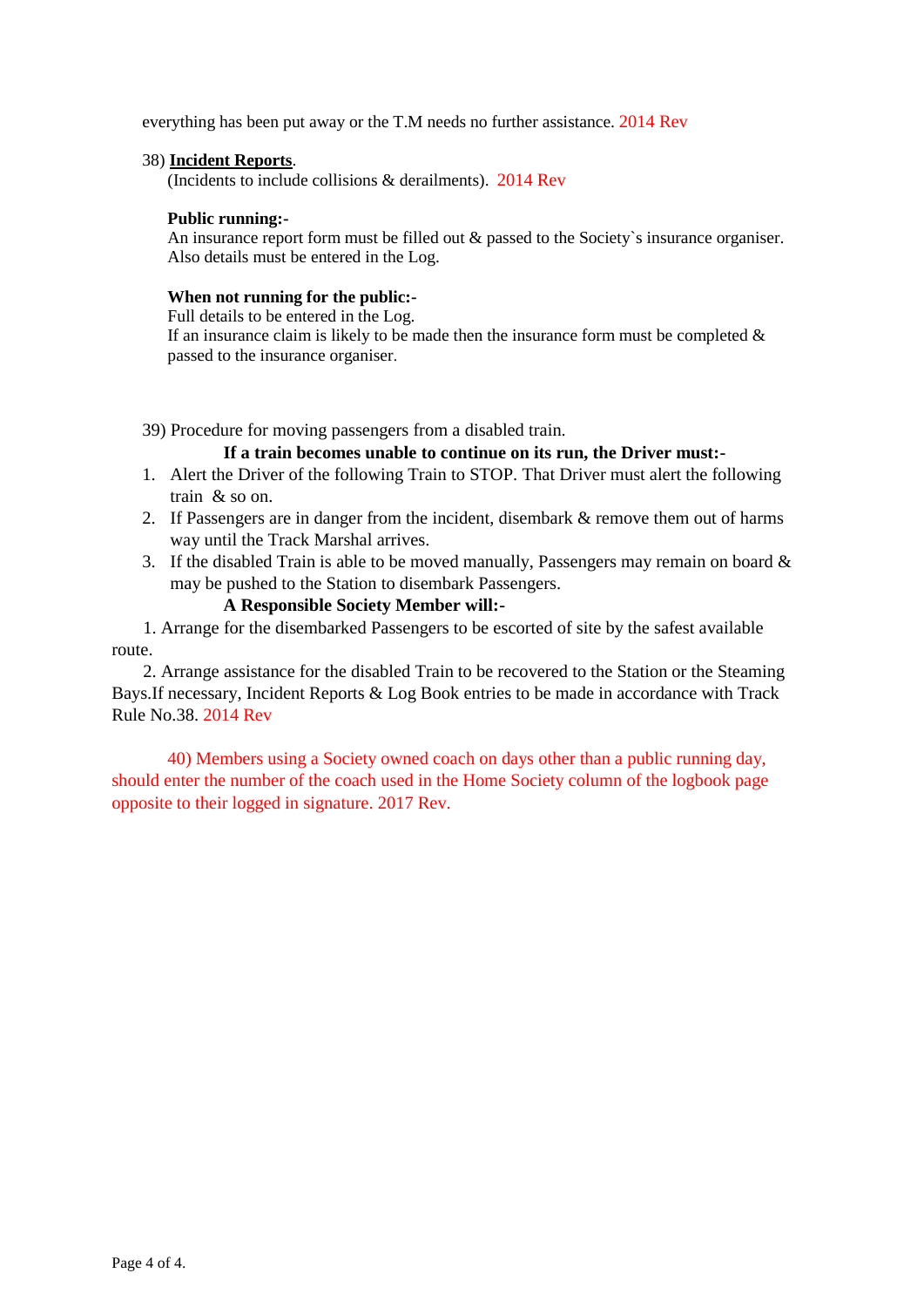everything has been put away or the T.M needs no further assistance. 2014 Rev

38) **Incident Reports**.

(Incidents to include collisions & derailments). 2014 Rev

**Public running:-**

An insurance report form must be filled out & passed to the Society`s insurance organiser. Also details must be entered in the Log.

**When not running for the public:-**

Full details to be entered in the Log.

If an insurance claim is likely to be made then the insurance form must be completed & passed to the insurance organiser.

39) Procedure for moving passengers from a disabled train.

**If a train becomes unable to continue on its run, the Driver must:-**

1. Alert the Driver of the following Train to STOP. That Driver must alert the following train & so on.
2. If Passengers are in danger from the incident, disembark & remove them out of harms way until the Track Marshal arrives.
3. If the disabled Train is able to be moved manually, Passengers may remain on board & may be pushed to the Station to disembark Passengers.

**A Responsible Society Member will:-**

1. Arrange for the disembarked Passengers to be escorted of site by the safest available route.

2. Arrange assistance for the disabled Train to be recovered to the Station or the Steaming Bays.If necessary, Incident Reports & Log Book entries to be made in accordance with Track Rule No.38. 2014 Rev

40) Members using a Society owned coach on days other than a public running day, should enter the number of the coach used in the Home Society column of the logbook page opposite to their logged in signature. 2017 Rev.